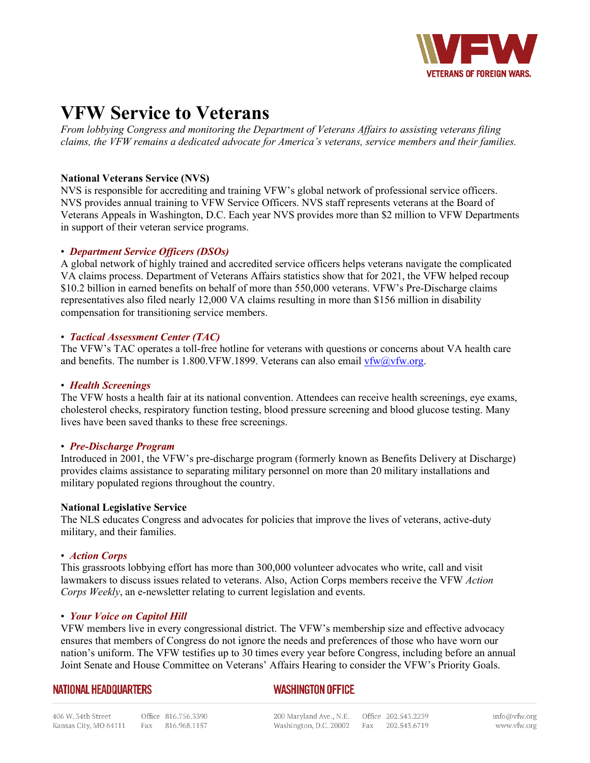# VFW Service to Veterans

*From lobbying Congress and monitoring the Department of Veterans Affairs to assisting veterans filing claims, the VFW remains a dedicated advocate for America's veterans, service members and their families.*

**National Veterans Service (NVS)**

NVS is responsible for accrediting and training VFW's global network of professional service officers. NVS provides annual training to VFW Service Officers. NVS staff represents veterans at the Board of Veterans Appeals in Washington, D.C. Each year NVS provides more than $2 million to VFW Departments in support of their veteran service programs.

• ***Department Service Officers (DSOs)***

A global network of highly trained and accredited service officers helps veterans navigate the complicated VA claims process. Department of Veterans Affairs statistics show that for 2021, the VFW helped recoup $10.2 billion in earned benefits on behalf of more than 550,000 veterans. VFW's Pre-Discharge claims representatives also filed nearly 12,000 VA claims resulting in more than $156 million in disability compensation for transitioning service members.

• ***Tactical Assessment Center (TAC)***

The VFW's TAC operates a toll-free hotline for veterans with questions or concerns about VA health care and benefits. The number is 1.800.VFW.1899. Veterans can also email vfw@vfw.org.

• ***Health Screenings***

The VFW hosts a health fair at its national convention. Attendees can receive health screenings, eye exams, cholesterol checks, respiratory function testing, blood pressure screening and blood glucose testing. Many lives have been saved thanks to these free screenings.

• ***Pre-Discharge Program***

Introduced in 2001, the VFW's pre-discharge program (formerly known as Benefits Delivery at Discharge) provides claims assistance to separating military personnel on more than 20 military installations and military populated regions throughout the country.

**National Legislative Service**

The NLS educates Congress and advocates for policies that improve the lives of veterans, active-duty military, and their families.

• ***Action Corps***

This grassroots lobbying effort has more than 300,000 volunteer advocates who write, call and visit lawmakers to discuss issues related to veterans. Also, Action Corps members receive the VFW *Action Corps Weekly*, an e-newsletter relating to current legislation and events.

• ***Your Voice on Capitol Hill***

VFW members live in every congressional district. The VFW's membership size and effective advocacy ensures that members of Congress do not ignore the needs and preferences of those who have worn our nation's uniform. The VFW testifies up to 30 times every year before Congress, including before an annual Joint Senate and House Committee on Veterans' Affairs Hearing to consider the VFW's Priority Goals.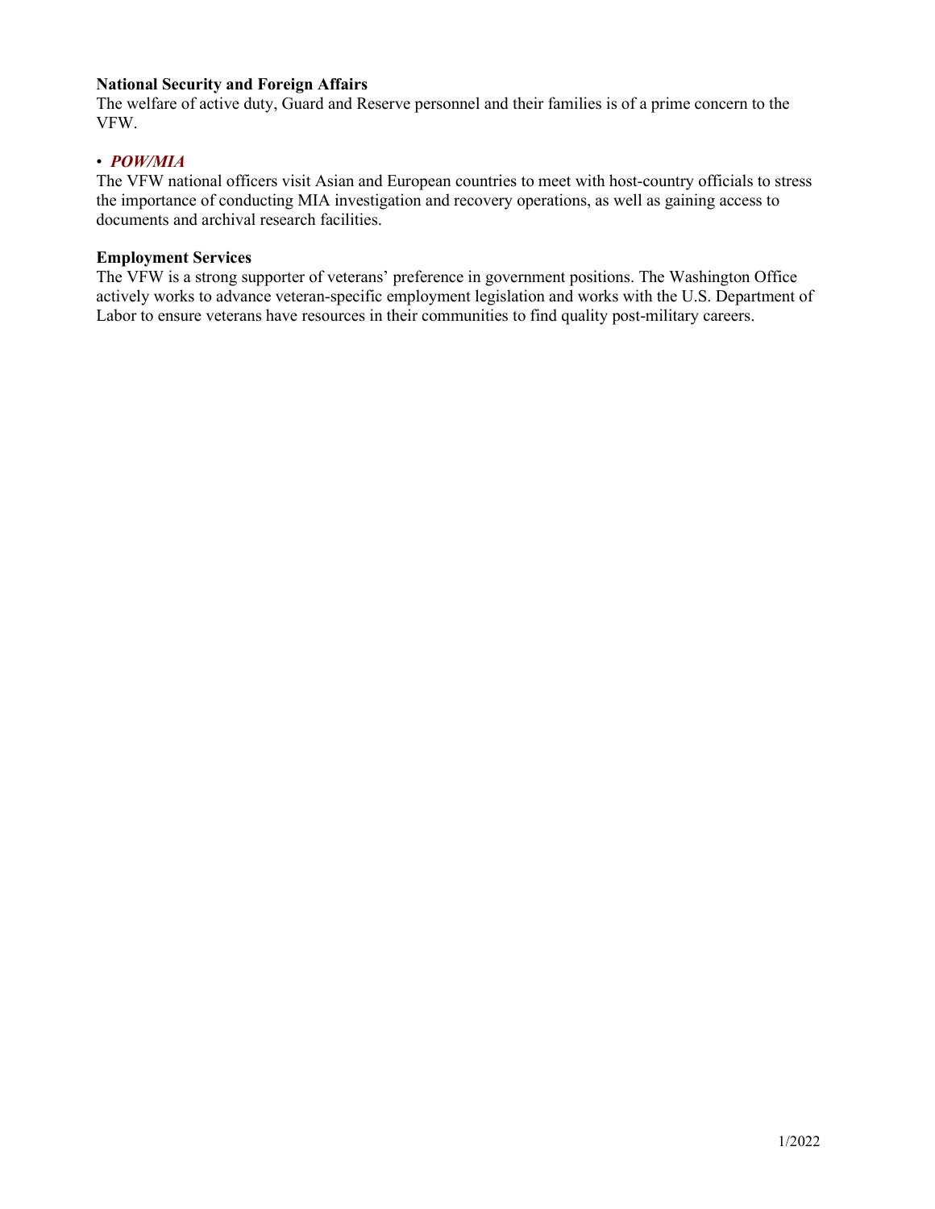**National Security and Foreign Affairs**

The welfare of active duty, Guard and Reserve personnel and their families is of a prime concern to the VFW.

- ***POW/MIA***

The VFW national officers visit Asian and European countries to meet with host-country officials to stress the importance of conducting MIA investigation and recovery operations, as well as gaining access to documents and archival research facilities.

**Employment Services**

The VFW is a strong supporter of veterans' preference in government positions. The Washington Office actively works to advance veteran-specific employment legislation and works with the U.S. Department of Labor to ensure veterans have resources in their communities to find quality post-military careers.

1/2022